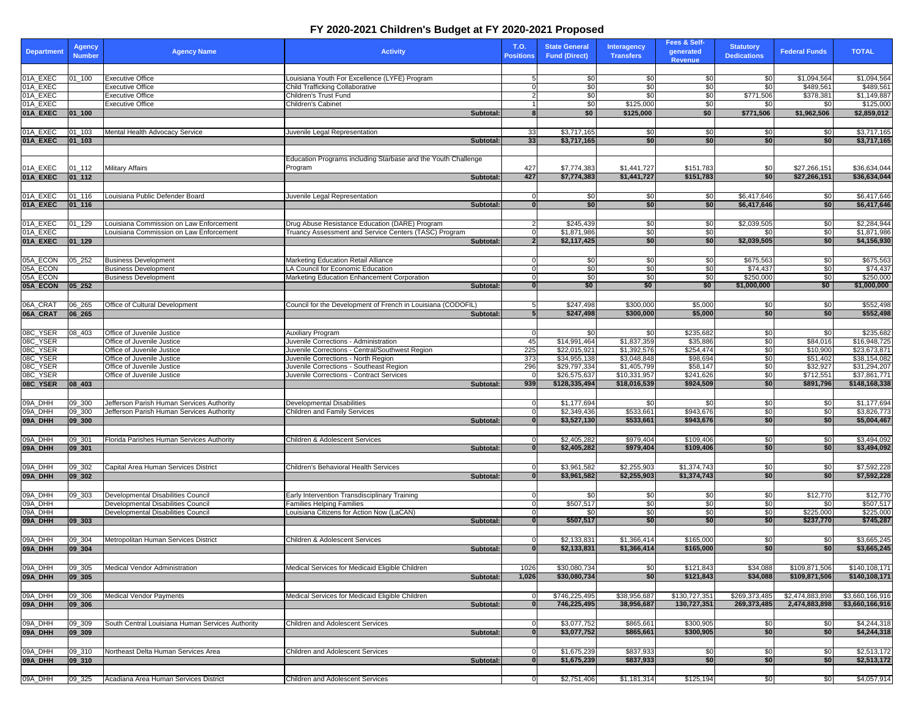# FY 2020-2021 Children's Budget at FY 2020-2021 Proposed

| Department | Agency Number | Agency Name | Activity | T.O. Positions | State General Fund (Direct) | Interagency Transfers | Fees & Self-generated Revenue | Statutory Dedications | Federal Funds | TOTAL |
|---|---|---|---|---|---|---|---|---|---|---|
| 01A_EXEC | 01_100 | Executive Office | Louisiana Youth For Excellence (LYFE) Program | 5 | $0 | $0 | $0 | $0 | $1,094,564 | $1,094,564 |
| 01A_EXEC | | Executive Office | Child Trafficking Collaborative | 0 | $0 | $0 | $0 | $0 | $489,561 | $489,561 |
| 01A_EXEC | | Executive Office | Children's Trust Fund | 2 | $0 | $0 | $0 | $771,506 | $378,381 | $1,149,887 |
| 01A_EXEC | | Executive Office | Children's Cabinet | 1 | $0 | $125,000 | $0 | $0 | $0 | $125,000 |
| **01A_EXEC** | **01_100** | | **Subtotal:** | **8** | **$0** | **$125,000** | **$0** | **$771,506** | **$1,962,506** | **$2,859,012** |
| 01A_EXEC | 01_103 | Mental Health Advocacy Service | Juvenile Legal Representation | 33 | $3,717,165 | $0 | $0 | $0 | $0 | $3,717,165 |
| **01A_EXEC** | **01_103** | | **Subtotal:** | **33** | **$3,717,165** | **$0** | **$0** | **$0** | **$0** | **$3,717,165** |
| 01A_EXEC | 01_112 | Military Affairs | Education Programs including Starbase and the Youth Challenge Program | 427 | $7,774,383 | $1,441,727 | $151,783 | $0 | $27,266,151 | $36,634,044 |
| **01A_EXEC** | **01_112** | | **Subtotal:** | **427** | **$7,774,383** | **$1,441,727** | **$151,783** | **$0** | **$27,266,151** | **$36,634,044** |
| 01A_EXEC | 01_116 | Louisiana Public Defender Board | Juvenile Legal Representation | 0 | $0 | $0 | $0 | $6,417,646 | $0 | $6,417,646 |
| **01A_EXEC** | **01_116** | | **Subtotal:** | **0** | **$0** | **$0** | **$0** | **$6,417,646** | **$0** | **$6,417,646** |
| 01A_EXEC | 01_129 | Louisiana Commission on Law Enforcement | Drug Abuse Resistance Education (DARE) Program | 2 | $245,439 | $0 | $0 | $2,039,505 | $0 | $2,284,944 |
| 01A_EXEC | | Louisiana Commission on Law Enforcement | Truancy Assessment and Service Centers (TASC) Program | 0 | $1,871,986 | $0 | $0 | $0 | $0 | $1,871,986 |
| **01A_EXEC** | **01_129** | | **Subtotal:** | **2** | **$2,117,425** | **$0** | **$0** | **$2,039,505** | **$0** | **$4,156,930** |
| 05A_ECON | 05_252 | Business Development | Marketing Education Retail Alliance | 0 | $0 | $0 | $0 | $675,563 | $0 | $675,563 |
| 05A_ECON | | Business Development | LA Council for Economic Education | 0 | $0 | $0 | $0 | $74,437 | $0 | $74,437 |
| 05A_ECON | | Business Development | Marketing Education Enhancement Corporation | 0 | $0 | $0 | $0 | $250,000 | $0 | $250,000 |
| **05A_ECON** | **05_252** | | **Subtotal:** | **0** | **$0** | **$0** | **$0** | **$1,000,000** | **$0** | **$1,000,000** |
| 06A_CRAT | 06_265 | Office of Cultural Development | Council for the Development of French in Louisiana (CODOFIL) | 5 | $247,498 | $300,000 | $5,000 | $0 | $0 | $552,498 |
| **06A_CRAT** | **06_265** | | **Subtotal:** | **5** | **$247,498** | **$300,000** | **$5,000** | **$0** | **$0** | **$552,498** |
| 08C_YSER | 08_403 | Office of Juvenile Justice | Auxiliary Program | 0 | $0 | $0 | $235,682 | $0 | $0 | $235,682 |
| 08C_YSER | | Office of Juvenile Justice | Juvenile Corrections - Administration | 45 | $14,991,464 | $1,837,359 | $35,886 | $0 | $84,016 | $16,948,725 |
| 08C_YSER | | Office of Juvenile Justice | Juvenile Corrections - Central/Southwest Region | 225 | $22,015,921 | $1,392,576 | $254,474 | $0 | $10,900 | $23,673,871 |
| 08C_YSER | | Office of Juvenile Justice | Juvenile Corrections - North Region | 373 | $34,955,138 | $3,048,848 | $98,694 | $0 | $51,402 | $38,154,082 |
| 08C_YSER | | Office of Juvenile Justice | Juvenile Corrections - Southeast Region | 296 | $29,797,334 | $1,405,799 | $58,147 | $0 | $32,927 | $31,294,207 |
| 08C_YSER | | Office of Juvenile Justice | Juvenile Corrections - Contract Services | 0 | $26,575,637 | $10,331,957 | $241,626 | $0 | $712,551 | $37,861,771 |
| **08C_YSER** | **08_403** | | **Subtotal:** | **939** | **$128,335,494** | **$18,016,539** | **$924,509** | **$0** | **$891,796** | **$148,168,338** |
| 09A_DHH | 09_300 | Jefferson Parish Human Services Authority | Developmental Disabilities | 0 | $1,177,694 | $0 | $0 | $0 | $0 | $1,177,694 |
| 09A_DHH | 09_300 | Jefferson Parish Human Services Authority | Children and Family Services | 0 | $2,349,436 | $533,661 | $943,676 | $0 | $0 | $3,826,773 |
| **09A_DHH** | **09_300** | | **Subtotal:** | **0** | **$3,527,130** | **$533,661** | **$943,676** | **$0** | **$0** | **$5,004,467** |
| 09A_DHH | 09_301 | Florida Parishes Human Services Authority | Children & Adolescent Services | 0 | $2,405,282 | $979,404 | $109,406 | $0 | $0 | $3,494,092 |
| **09A_DHH** | **09_301** | | **Subtotal:** | **0** | **$2,405,282** | **$979,404** | **$109,406** | **$0** | **$0** | **$3,494,092** |
| 09A_DHH | 09_302 | Capital Area Human Services District | Children's Behavioral Health Services | 0 | $3,961,582 | $2,255,903 | $1,374,743 | $0 | $0 | $7,592,228 |
| **09A_DHH** | **09_302** | | **Subtotal:** | **0** | **$3,961,582** | **$2,255,903** | **$1,374,743** | **$0** | **$0** | **$7,592,228** |
| 09A_DHH | 09_303 | Developmental Disabilities Council | Early Intervention Transdisciplinary Training | 0 | $0 | $0 | $0 | $0 | $12,770 | $12,770 |
| 09A_DHH | | Developmental Disabilities Council | Families Helping Families | 0 | $507,517 | $0 | $0 | $0 | $0 | $507,517 |
| 09A_DHH | | Developmental Disabilities Council | Louisiana Citizens for Action Now (LaCAN) | 0 | $0 | $0 | $0 | $0 | $225,000 | $225,000 |
| **09A_DHH** | **09_303** | | **Subtotal:** | **0** | **$507,517** | **$0** | **$0** | **$0** | **$237,770** | **$745,287** |
| 09A_DHH | 09_304 | Metropolitan Human Services District | Children & Adolescent Services | 0 | $2,133,831 | $1,366,414 | $165,000 | $0 | $0 | $3,665,245 |
| **09A_DHH** | **09_304** | | **Subtotal:** | **0** | **$2,133,831** | **$1,366,414** | **$165,000** | **$0** | **$0** | **$3,665,245** |
| 09A_DHH | 09_305 | Medical Vendor Administration | Medical Services for Medicaid Eligible Children | 1026 | $30,080,734 | $0 | $121,843 | $34,088 | $109,871,506 | $140,108,171 |
| **09A_DHH** | **09_305** | | **Subtotal:** | **1,026** | **$30,080,734** | **$0** | **$121,843** | **$34,088** | **$109,871,506** | **$140,108,171** |
| 09A_DHH | 09_306 | Medical Vendor Payments | Medical Services for Medicaid Eligible Children | 0 | $746,225,495 | $38,956,687 | $130,727,351 | $269,373,485 | $2,474,883,898 | $3,660,166,916 |
| **09A_DHH** | **09_306** | | **Subtotal:** | **0** | **746,225,495** | **38,956,687** | **130,727,351** | **269,373,485** | **2,474,883,898** | **$3,660,166,916** |
| 09A_DHH | 09_309 | South Central Louisiana Human Services Authority | Children and Adolescent Services | 0 | $3,077,752 | $865,661 | $300,905 | $0 | $0 | $4,244,318 |
| **09A_DHH** | **09_309** | | **Subtotal:** | **0** | **$3,077,752** | **$865,661** | **$300,905** | **$0** | **$0** | **$4,244,318** |
| 09A_DHH | 09_310 | Northeast Delta Human Services Area | Children and Adolescent Services | 0 | $1,675,239 | $837,933 | $0 | $0 | $0 | $2,513,172 |
| **09A_DHH** | **09_310** | | **Subtotal:** | **0** | **$1,675,239** | **$837,933** | **$0** | **$0** | **$0** | **$2,513,172** |
| 09A_DHH | 09_325 | Acadiana Area Human Services District | Children and Adolescent Services | 0 | $2,751,406 | $1,181,314 | $125,194 | $0 | $0 | $4,057,914 |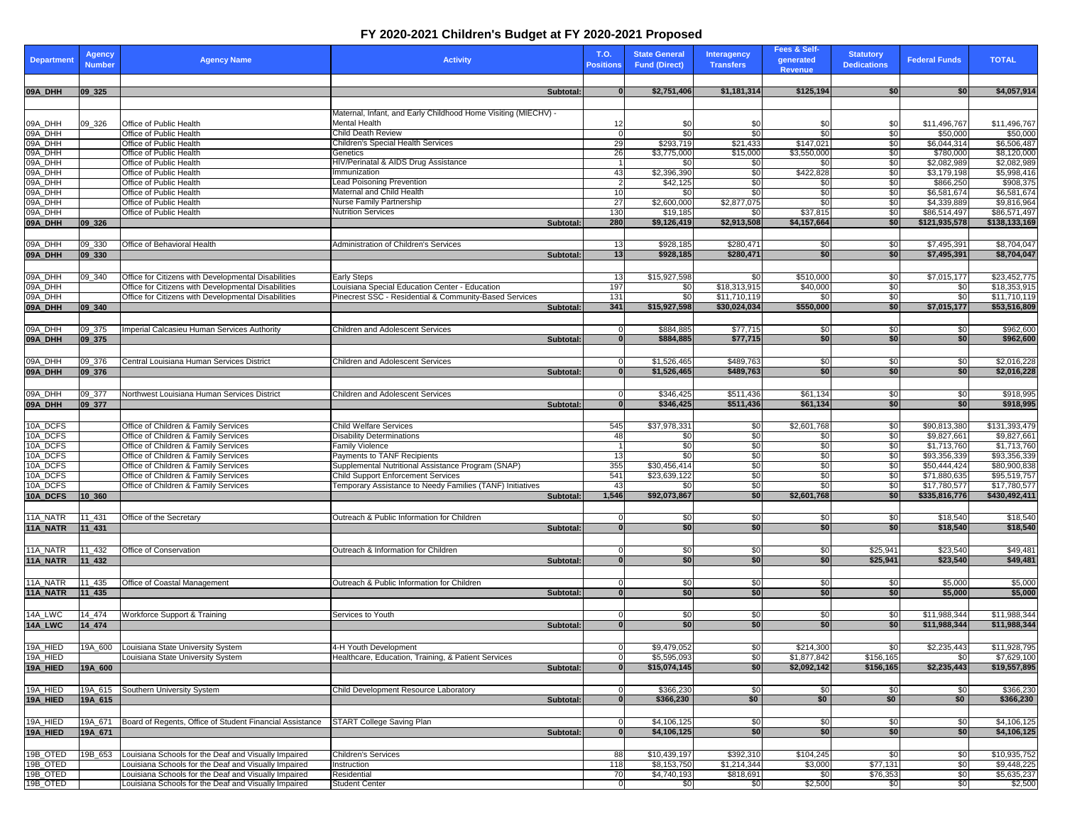# FY 2020-2021 Children's Budget at FY 2020-2021 Proposed

| Department | Agency Number | Agency Name | Activity | T.O. Positions | State General Fund (Direct) | Interagency Transfers | Fees & Self-generated Revenue | Statutory Dedications | Federal Funds | TOTAL |
|---|---|---|---|---|---|---|---|---|---|---|
| **09A_DHH** | **09_325** | | **Subtotal:** | **0** | **$2,751,406** | **$1,181,314** | **$125,194** | **$0** | **$0** | **$4,057,914** |
| 09A_DHH | 09_326 | Office of Public Health | Maternal, Infant, and Early Childhood Home Visiting (MIECHV) - Mental Health | 12 | $0 | $0 | $0 | $0 | $11,496,767 | $11,496,767 |
| 09A_DHH | | Office of Public Health | Child Death Review | 0 | $0 | $0 | $0 | $0 | $50,000 | $50,000 |
| 09A_DHH | | Office of Public Health | Children's Special Health Services | 29 | $293,719 | $21,433 | $147,021 | $0 | $6,044,314 | $6,506,487 |
| 09A_DHH | | Office of Public Health | Genetics | 26 | $3,775,000 | $15,000 | $3,550,000 | $0 | $780,000 | $8,120,000 |
| 09A_DHH | | Office of Public Health | HIV/Perinatal & AIDS Drug Assistance | 1 | $0 | $0 | $0 | $0 | $2,082,989 | $2,082,989 |
| 09A_DHH | | Office of Public Health | Immunization | 43 | $2,396,390 | $0 | $422,828 | $0 | $3,179,198 | $5,998,416 |
| 09A_DHH | | Office of Public Health | Lead Poisoning Prevention | 2 | $42,125 | $0 | $0 | $0 | $866,250 | $908,375 |
| 09A_DHH | | Office of Public Health | Maternal and Child Health | 10 | $0 | $0 | $0 | $0 | $6,581,674 | $6,581,674 |
| 09A_DHH | | Office of Public Health | Nurse Family Partnership | 27 | $2,600,000 | $2,877,075 | $0 | $0 | $4,339,889 | $9,816,964 |
| 09A_DHH | | Office of Public Health | Nutrition Services | 130 | $19,185 | $0 | $37,815 | $0 | $86,514,497 | $86,571,497 |
| **09A_DHH** | **09_326** | | **Subtotal:** | **280** | **$9,126,419** | **$2,913,508** | **$4,157,664** | **$0** | **$121,935,578** | **$138,133,169** |
| 09A_DHH | 09_330 | Office of Behavioral Health | Administration of Children's Services | 13 | $928,185 | $280,471 | $0 | $0 | $7,495,391 | $8,704,047 |
| **09A_DHH** | **09_330** | | **Subtotal:** | **13** | **$928,185** | **$280,471** | **$0** | **$0** | **$7,495,391** | **$8,704,047** |
| 09A_DHH | 09_340 | Office for Citizens with Developmental Disabilities | Early Steps | 13 | $15,927,598 | $0 | $510,000 | $0 | $7,015,177 | $23,452,775 |
| 09A_DHH | | Office for Citizens with Developmental Disabilities | Louisiana Special Education Center - Education | 197 | $0 | $18,313,915 | $40,000 | $0 | $0 | $18,353,915 |
| 09A_DHH | | Office for Citizens with Developmental Disabilities | Pinecrest SSC - Residential & Community-Based Services | 131 | $0 | $11,710,119 | $0 | $0 | $0 | $11,710,119 |
| **09A_DHH** | **09_340** | | **Subtotal:** | **341** | **$15,927,598** | **$30,024,034** | **$550,000** | **$0** | **$7,015,177** | **$53,516,809** |
| 09A_DHH | 09_375 | Imperial Calcasieu Human Services Authority | Children and Adolescent Services | 0 | $884,885 | $77,715 | $0 | $0 | $0 | $962,600 |
| **09A_DHH** | **09_375** | | **Subtotal:** | **0** | **$884,885** | **$77,715** | **$0** | **$0** | **$0** | **$962,600** |
| 09A_DHH | 09_376 | Central Louisiana Human Services District | Children and Adolescent Services | 0 | $1,526,465 | $489,763 | $0 | $0 | $0 | $2,016,228 |
| **09A_DHH** | **09_376** | | **Subtotal:** | **0** | **$1,526,465** | **$489,763** | **$0** | **$0** | **$0** | **$2,016,228** |
| 09A_DHH | 09_377 | Northwest Louisiana Human Services District | Children and Adolescent Services | 0 | $346,425 | $511,436 | $61,134 | $0 | $0 | $918,995 |
| **09A_DHH** | **09_377** | | **Subtotal:** | **0** | **$346,425** | **$511,436** | **$61,134** | **$0** | **$0** | **$918,995** |
| 10A_DCFS | | Office of Children & Family Services | Child Welfare Services | 545 | $37,978,331 | $0 | $2,601,768 | $0 | $90,813,380 | $131,393,479 |
| 10A_DCFS | | Office of Children & Family Services | Disability Determinations | 48 | $0 | $0 | $0 | $0 | $9,827,661 | $9,827,661 |
| 10A_DCFS | | Office of Children & Family Services | Family Violence | 1 | $0 | $0 | $0 | $0 | $1,713,760 | $1,713,760 |
| 10A_DCFS | | Office of Children & Family Services | Payments to TANF Recipients | 13 | $0 | $0 | $0 | $0 | $93,356,339 | $93,356,339 |
| 10A_DCFS | | Office of Children & Family Services | Supplemental Nutritional Assistance Program (SNAP) | 355 | $30,456,414 | $0 | $0 | $0 | $50,444,424 | $80,900,838 |
| 10A_DCFS | | Office of Children & Family Services | Child Support Enforcement Services | 541 | $23,639,122 | $0 | $0 | $0 | $71,880,635 | $95,519,757 |
| 10A_DCFS | | Office of Children & Family Services | Temporary Assistance to Needy Families (TANF) Initiatives | 43 | $0 | $0 | $0 | $0 | $17,780,577 | $17,780,577 |
| **10A_DCFS** | **10_360** | | **Subtotal:** | **1,546** | **$92,073,867** | **$0** | **$2,601,768** | **$0** | **$335,816,776** | **$430,492,411** |
| 11A_NATR | 11_431 | Office of the Secretary | Outreach & Public Information for Children | 0 | $0 | $0 | $0 | $0 | $18,540 | $18,540 |
| **11A_NATR** | **11_431** | | **Subtotal:** | **0** | **$0** | **$0** | **$0** | **$0** | **$18,540** | **$18,540** |
| 11A_NATR | 11_432 | Office of Conservation | Outreach & Information for Children | 0 | $0 | $0 | $0 | $25,941 | $23,540 | $49,481 |
| **11A_NATR** | **11_432** | | **Subtotal:** | **0** | **$0** | **$0** | **$0** | **$25,941** | **$23,540** | **$49,481** |
| 11A_NATR | 11_435 | Office of Coastal Management | Outreach & Public Information for Children | 0 | $0 | $0 | $0 | $0 | $5,000 | $5,000 |
| **11A_NATR** | **11_435** | | **Subtotal:** | **0** | **$0** | **$0** | **$0** | **$0** | **$5,000** | **$5,000** |
| 14A_LWC | 14_474 | Workforce Support & Training | Services to Youth | 0 | $0 | $0 | $0 | $0 | $11,988,344 | $11,988,344 |
| **14A_LWC** | **14_474** | | **Subtotal:** | **0** | **$0** | **$0** | **$0** | **$0** | **$11,988,344** | **$11,988,344** |
| 19A_HIED | 19A_600 | Louisiana State University System | 4-H Youth Development | 0 | $9,479,052 | $0 | $214,300 | $0 | $2,235,443 | $11,928,795 |
| 19A_HIED | | Louisiana State University System | Healthcare, Education, Training, & Patient Services | 0 | $5,595,093 | $0 | $1,877,842 | $156,165 | $0 | $7,629,100 |
| **19A_HIED** | **19A_600** | | **Subtotal:** | **0** | **$15,074,145** | **$0** | **$2,092,142** | **$156,165** | **$2,235,443** | **$19,557,895** |
| 19A_HIED | 19A_615 | Southern University System | Child Development Resource Laboratory | 0 | $366,230 | $0 | $0 | $0 | $0 | $366,230 |
| **19A_HIED** | **19A_615** | | **Subtotal:** | **0** | **$366,230** | **$0** | **$0** | **$0** | **$0** | **$366,230** |
| 19A_HIED | 19A_671 | Board of Regents, Office of Student Financial Assistance | START College Saving Plan | 0 | $4,106,125 | $0 | $0 | $0 | $0 | $4,106,125 |
| **19A_HIED** | **19A_671** | | **Subtotal:** | **0** | **$4,106,125** | **$0** | **$0** | **$0** | **$0** | **$4,106,125** |
| 19B_OTED | 19B_653 | Louisiana Schools for the Deaf and Visually Impaired | Children's Services | 88 | $10,439,197 | $392,310 | $104,245 | $0 | $0 | $10,935,752 |
| 19B_OTED | | Louisiana Schools for the Deaf and Visually Impaired | Instruction | 118 | $8,153,750 | $1,214,344 | $3,000 | $77,131 | $0 | $9,448,225 |
| 19B_OTED | | Louisiana Schools for the Deaf and Visually Impaired | Residential | 70 | $4,740,193 | $818,691 | $0 | $76,353 | $0 | $5,635,237 |
| 19B_OTED | | Louisiana Schools for the Deaf and Visually Impaired | Student Center | 0 | $0 | $0 | $2,500 | $0 | $0 | $2,500 |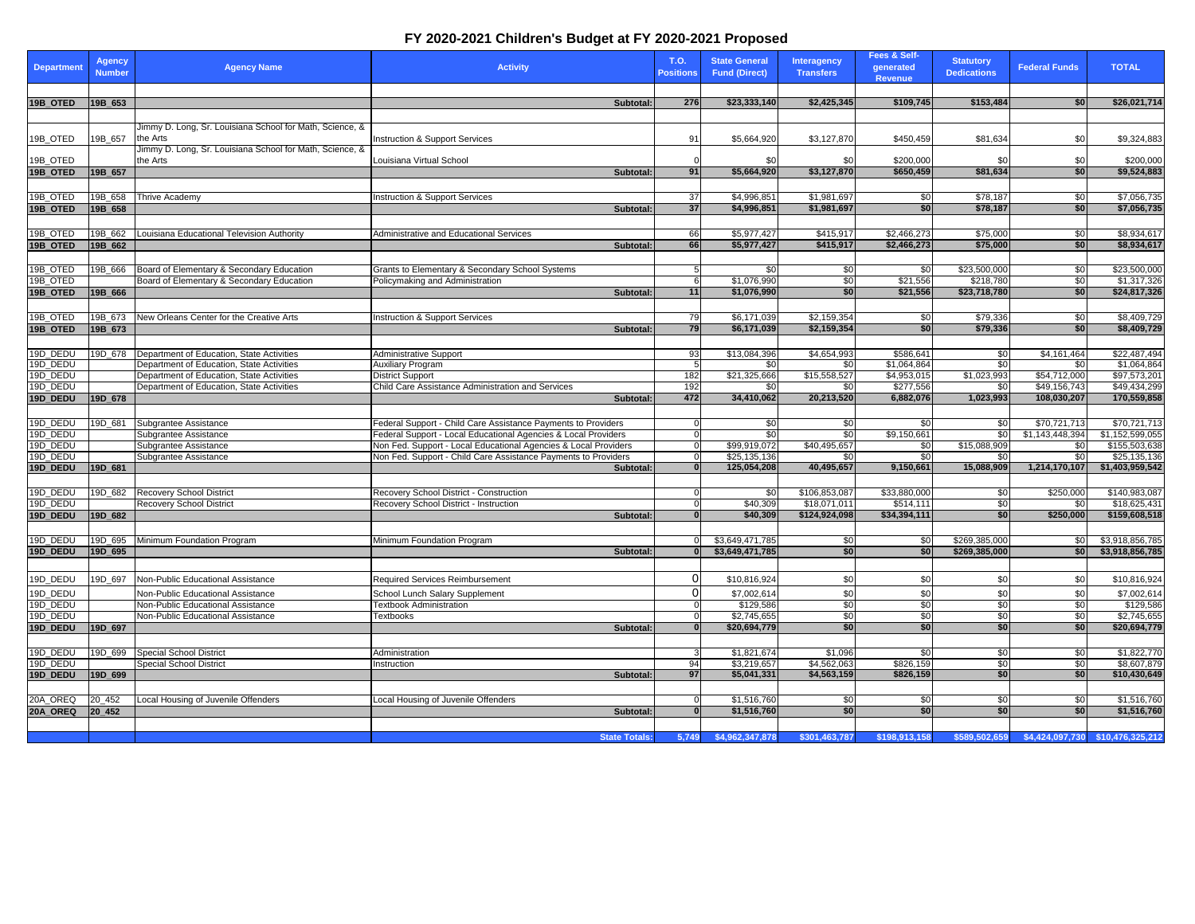# FY 2020-2021 Children's Budget at FY 2020-2021 Proposed

| Department | Agency Number | Agency Name | Activity | T.O. Positions | State General Fund (Direct) | Interagency Transfers | Fees & Self-generated Revenue | Statutory Dedications | Federal Funds | TOTAL |
|---|---|---|---|---|---|---|---|---|---|---|
| **19B_OTED** | **19B_653** | | **Subtotal:** | **276** | **$23,333,140** | **$2,425,345** | **$109,745** | **$153,484** | **$0** | **$26,021,714** |
| 19B_OTED | 19B_657 | Jimmy D. Long, Sr. Louisiana School for Math, Science, & the Arts | Instruction & Support Services | 91 | $5,664,920 | $3,127,870 | $450,459 | $81,634 | $0 | $9,324,883 |
| 19B_OTED | | Jimmy D. Long, Sr. Louisiana School for Math, Science, & the Arts | Louisiana Virtual School | 0 | $0 | $0 | $200,000 | $0 | $0 | $200,000 |
| **19B_OTED** | **19B_657** | | **Subtotal:** | **91** | **$5,664,920** | **$3,127,870** | **$650,459** | **$81,634** | **$0** | **$9,524,883** |
| 19B_OTED | 19B_658 | Thrive Academy | Instruction & Support Services | 37 | $4,996,851 | $1,981,697 | $0 | $78,187 | $0 | $7,056,735 |
| **19B_OTED** | **19B_658** | | **Subtotal:** | **37** | **$4,996,851** | **$1,981,697** | **$0** | **$78,187** | **$0** | **$7,056,735** |
| 19B_OTED | 19B_662 | Louisiana Educational Television Authority | Administrative and Educational Services | 66 | $5,977,427 | $415,917 | $2,466,273 | $75,000 | $0 | $8,934,617 |
| **19B_OTED** | **19B_662** | | **Subtotal:** | **66** | **$5,977,427** | **$415,917** | **$2,466,273** | **$75,000** | **$0** | **$8,934,617** |
| 19B_OTED | 19B_666 | Board of Elementary & Secondary Education | Grants to Elementary & Secondary School Systems | 5 | $0 | $0 | $0 | $23,500,000 | $0 | $23,500,000 |
| 19B_OTED | | Board of Elementary & Secondary Education | Policymaking and Administration | 6 | $1,076,990 | $0 | $21,556 | $218,780 | $0 | $1,317,326 |
| **19B_OTED** | **19B_666** | | **Subtotal:** | **11** | **$1,076,990** | **$0** | **$21,556** | **$23,718,780** | **$0** | **$24,817,326** |
| 19B_OTED | 19B_673 | New Orleans Center for the Creative Arts | Instruction & Support Services | 79 | $6,171,039 | $2,159,354 | $0 | $79,336 | $0 | $8,409,729 |
| **19B_OTED** | **19B_673** | | **Subtotal:** | **79** | **$6,171,039** | **$2,159,354** | **$0** | **$79,336** | **$0** | **$8,409,729** |
| 19D_DEDU | 19D_678 | Department of Education, State Activities | Administrative Support | 93 | $13,084,396 | $4,654,993 | $586,641 | $0 | $4,161,464 | $22,487,494 |
| 19D_DEDU | | Department of Education, State Activities | Auxiliary Program | 5 | $0 | $0 | $1,064,864 | $0 | $0 | $1,064,864 |
| 19D_DEDU | | Department of Education, State Activities | District Support | 182 | $21,325,666 | $15,558,527 | $4,953,015 | $1,023,993 | $54,712,000 | $97,573,201 |
| 19D_DEDU | | Department of Education, State Activities | Child Care Assistance Administration and Services | 192 | $0 | $0 | $277,556 | $0 | $49,156,743 | $49,434,299 |
| **19D_DEDU** | **19D_678** | | **Subtotal:** | **472** | **34,410,062** | **20,213,520** | **6,882,076** | **1,023,993** | **108,030,207** | **170,559,858** |
| 19D_DEDU | 19D_681 | Subgrantee Assistance | Federal Support - Child Care Assistance Payments to Providers | 0 | $0 | $0 | $0 | $0 | $70,721,713 | $70,721,713 |
| 19D_DEDU | | Subgrantee Assistance | Federal Support - Local Educational Agencies & Local Providers | 0 | $0 | $0 | $9,150,661 | $0 | $1,143,448,394 | $1,152,599,055 |
| 19D_DEDU | | Subgrantee Assistance | Non Fed. Support - Local Educational Agencies & Local Providers | 0 | $99,919,072 | $40,495,657 | $0 | $15,088,909 | $0 | $155,503,638 |
| 19D_DEDU | | Subgrantee Assistance | Non Fed. Support - Child Care Assistance Payments to Providers | 0 | $25,135,136 | $0 | $0 | $0 | $0 | $25,135,136 |
| **19D_DEDU** | **19D_681** | | **Subtotal:** | **0** | **125,054,208** | **40,495,657** | **9,150,661** | **15,088,909** | **1,214,170,107** | **$1,403,959,542** |
| 19D_DEDU | 19D_682 | Recovery School District | Recovery School District - Construction | 0 | $0 | $106,853,087 | $33,880,000 | $0 | $250,000 | $140,983,087 |
| 19D_DEDU | | Recovery School District | Recovery School District - Instruction | 0 | $40,309 | $18,071,011 | $514,111 | $0 | $0 | $18,625,431 |
| **19D_DEDU** | **19D_682** | | **Subtotal:** | **0** | **$40,309** | **$124,924,098** | **$34,394,111** | **$0** | **$250,000** | **$159,608,518** |
| 19D_DEDU | 19D_695 | Minimum Foundation Program | Minimum Foundation Program | 0 | $3,649,471,785 | $0 | $0 | $269,385,000 | $0 | $3,918,856,785 |
| **19D_DEDU** | **19D_695** | | **Subtotal:** | **0** | **$3,649,471,785** | **$0** | **$0** | **$269,385,000** | **$0** | **$3,918,856,785** |
| 19D_DEDU | 19D_697 | Non-Public Educational Assistance | Required Services Reimbursement | 0 | $10,816,924 | $0 | $0 | $0 | $0 | $10,816,924 |
| 19D_DEDU | | Non-Public Educational Assistance | School Lunch Salary Supplement | 0 | $7,002,614 | $0 | $0 | $0 | $0 | $7,002,614 |
| 19D_DEDU | | Non-Public Educational Assistance | Textbook Administration | 0 | $129,586 | $0 | $0 | $0 | $0 | $129,586 |
| 19D_DEDU | | Non-Public Educational Assistance | Textbooks | 0 | $2,745,655 | $0 | $0 | $0 | $0 | $2,745,655 |
| **19D_DEDU** | **19D_697** | | **Subtotal:** | **0** | **$20,694,779** | **$0** | **$0** | **$0** | **$0** | **$20,694,779** |
| 19D_DEDU | 19D_699 | Special School District | Administration | 3 | $1,821,674 | $1,096 | $0 | $0 | $0 | $1,822,770 |
| 19D_DEDU | | Special School District | Instruction | 94 | $3,219,657 | $4,562,063 | $826,159 | $0 | $0 | $8,607,879 |
| **19D_DEDU** | **19D_699** | | **Subtotal:** | **97** | **$5,041,331** | **$4,563,159** | **$826,159** | **$0** | **$0** | **$10,430,649** |
| 20A_OREQ | 20_452 | Local Housing of Juvenile Offenders | Local Housing of Juvenile Offenders | 0 | $1,516,760 | $0 | $0 | $0 | $0 | $1,516,760 |
| **20A_OREQ** | **20_452** | | **Subtotal:** | **0** | **$1,516,760** | **$0** | **$0** | **$0** | **$0** | **$1,516,760** |
| | | | **State Totals:** | **5,749** | **$4,962,347,878** | **$301,463,787** | **$198,913,158** | **$589,502,659** | **$4,424,097,730** | **$10,476,325,212** |